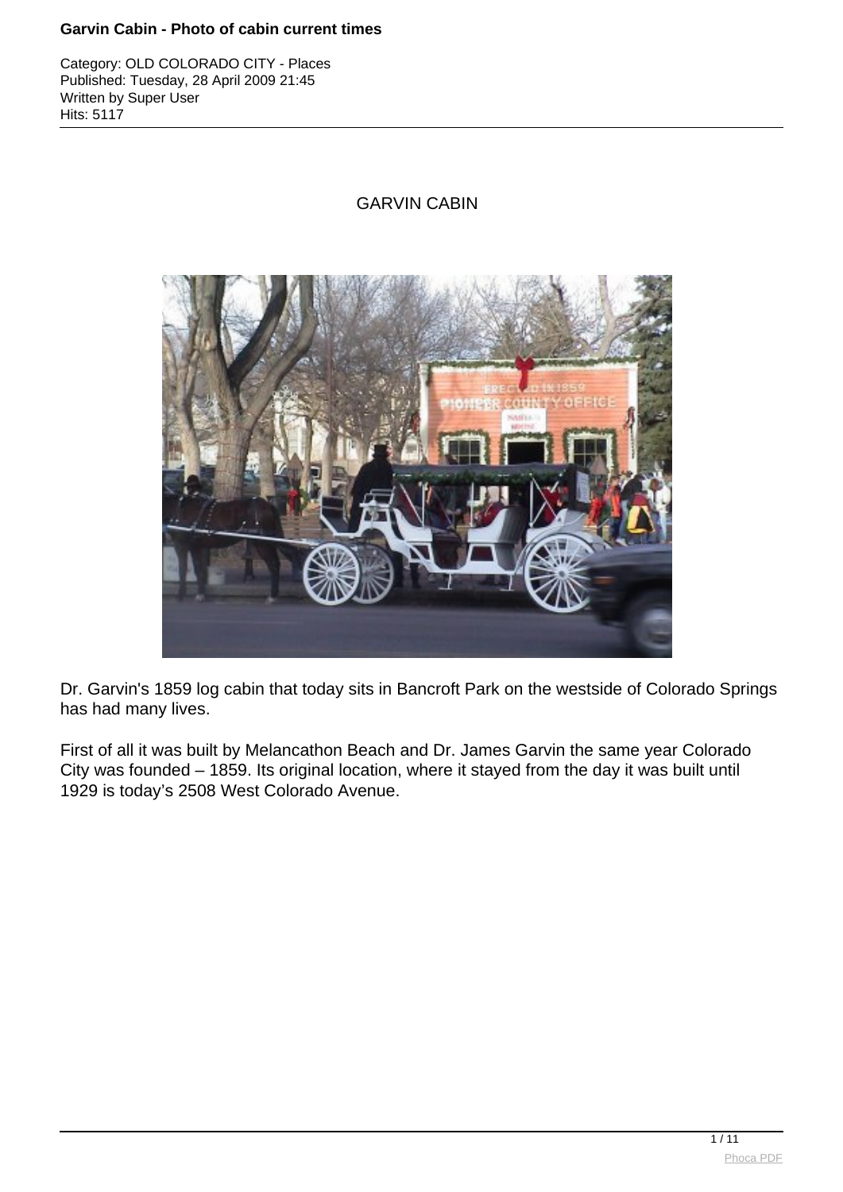# Garvin Cabin - Photo of cabin current times

Category: OLD COLORADO CITY - Places
Published: Tuesday, 28 April 2009 21:45
Written by Super User
Hits: 5117

## GARVIN CABIN

Dr. Garvin's 1859 log cabin that today sits in Bancroft Park on the westside of Colorado Springs has had many lives.

First of all it was built by Melancathon Beach and Dr. James Garvin the same year Colorado City was founded – 1859. Its original location, where it stayed from the day it was built until 1929 is today's 2508 West Colorado Avenue.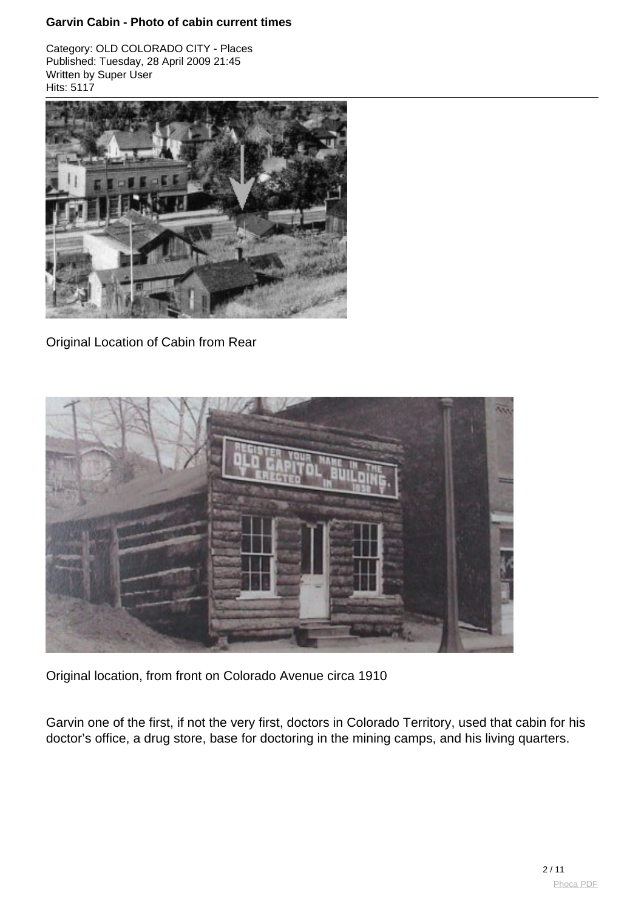# Garvin Cabin - Photo of cabin current times

Category: OLD COLORADO CITY - Places
Published: Tuesday, 28 April 2009 21:45
Written by Super User
Hits: 5117

Original Location of Cabin from Rear

Original location, from front on Colorado Avenue circa 1910

Garvin one of the first, if not the very first, doctors in Colorado Territory, used that cabin for his doctor's office, a drug store, base for doctoring in the mining camps, and his living quarters.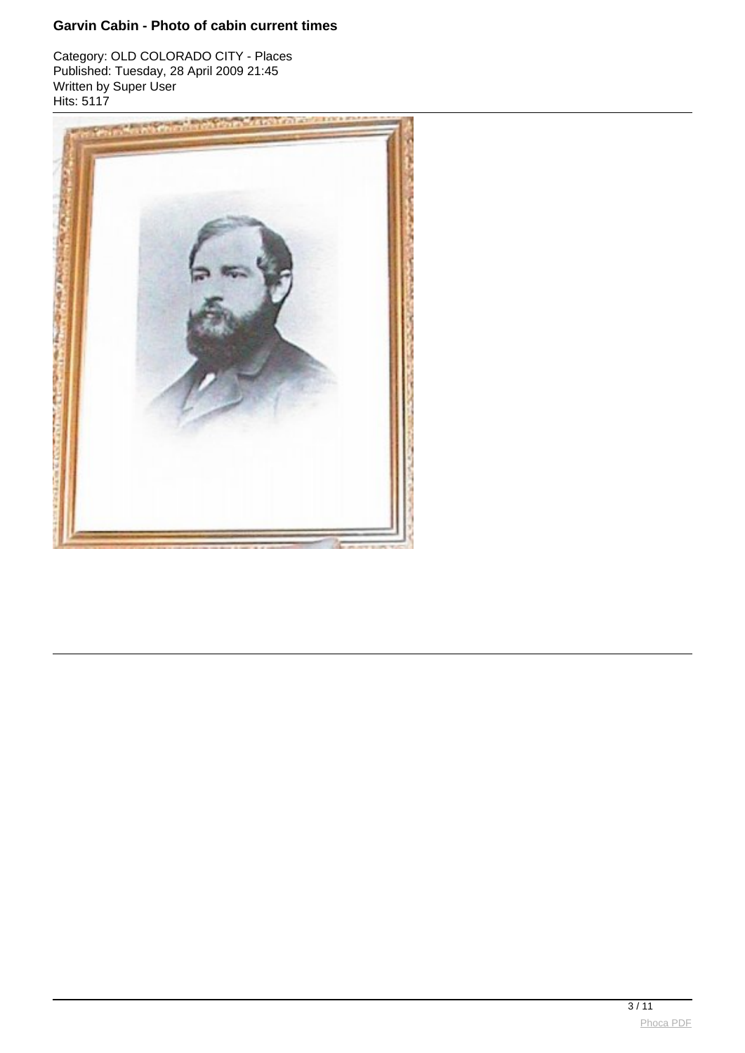**Garvin Cabin - Photo of cabin current times**

Category: OLD COLORADO CITY - Places
Published: Tuesday, 28 April 2009 21:45
Written by Super User
Hits: 5117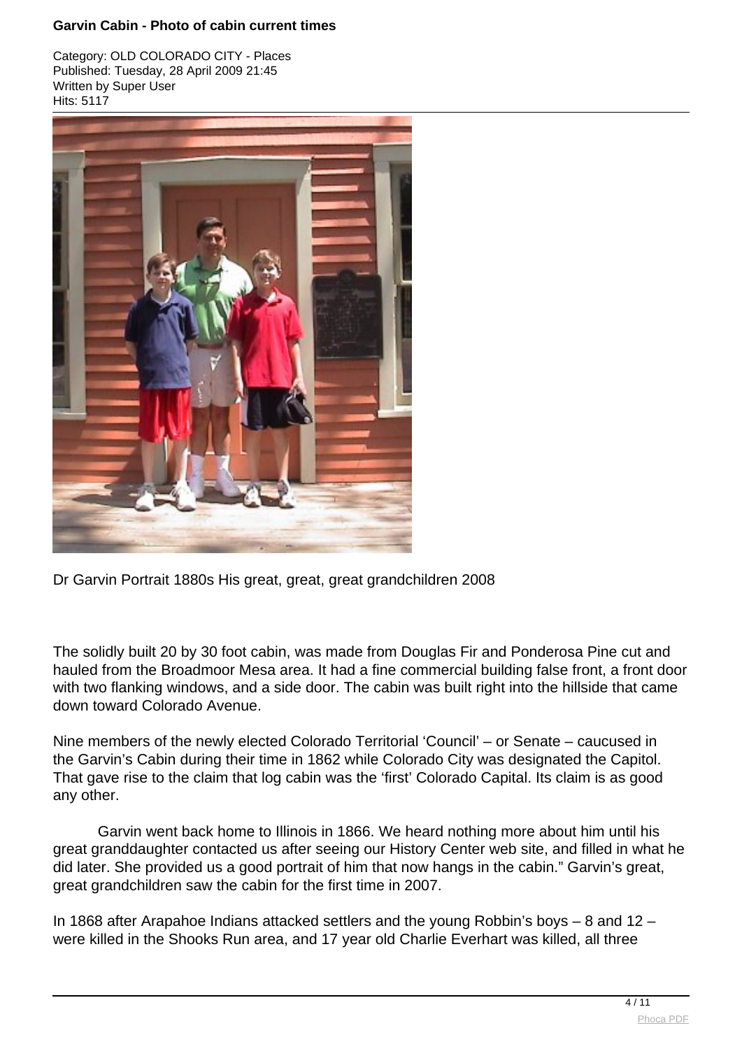# Garvin Cabin - Photo of cabin current times

Category: OLD COLORADO CITY - Places
Published: Tuesday, 28 April 2009 21:45
Written by Super User
Hits: 5117

Dr Garvin Portrait 1880s His great, great, great grandchildren 2008

The solidly built 20 by 30 foot cabin, was made from Douglas Fir and Ponderosa Pine cut and hauled from the Broadmoor Mesa area. It had a fine commercial building false front, a front door with two flanking windows, and a side door. The cabin was built right into the hillside that came down toward Colorado Avenue.

Nine members of the newly elected Colorado Territorial 'Council' – or Senate – caucused in the Garvin's Cabin during their time in 1862 while Colorado City was designated the Capitol. That gave rise to the claim that log cabin was the 'first' Colorado Capital. Its claim is as good any other.

Garvin went back home to Illinois in 1866. We heard nothing more about him until his great granddaughter contacted us after seeing our History Center web site, and filled in what he did later. She provided us a good portrait of him that now hangs in the cabin." Garvin's great, great grandchildren saw the cabin for the first time in 2007.

In 1868 after Arapahoe Indians attacked settlers and the young Robbin's boys – 8 and 12 – were killed in the Shooks Run area, and 17 year old Charlie Everhart was killed, all three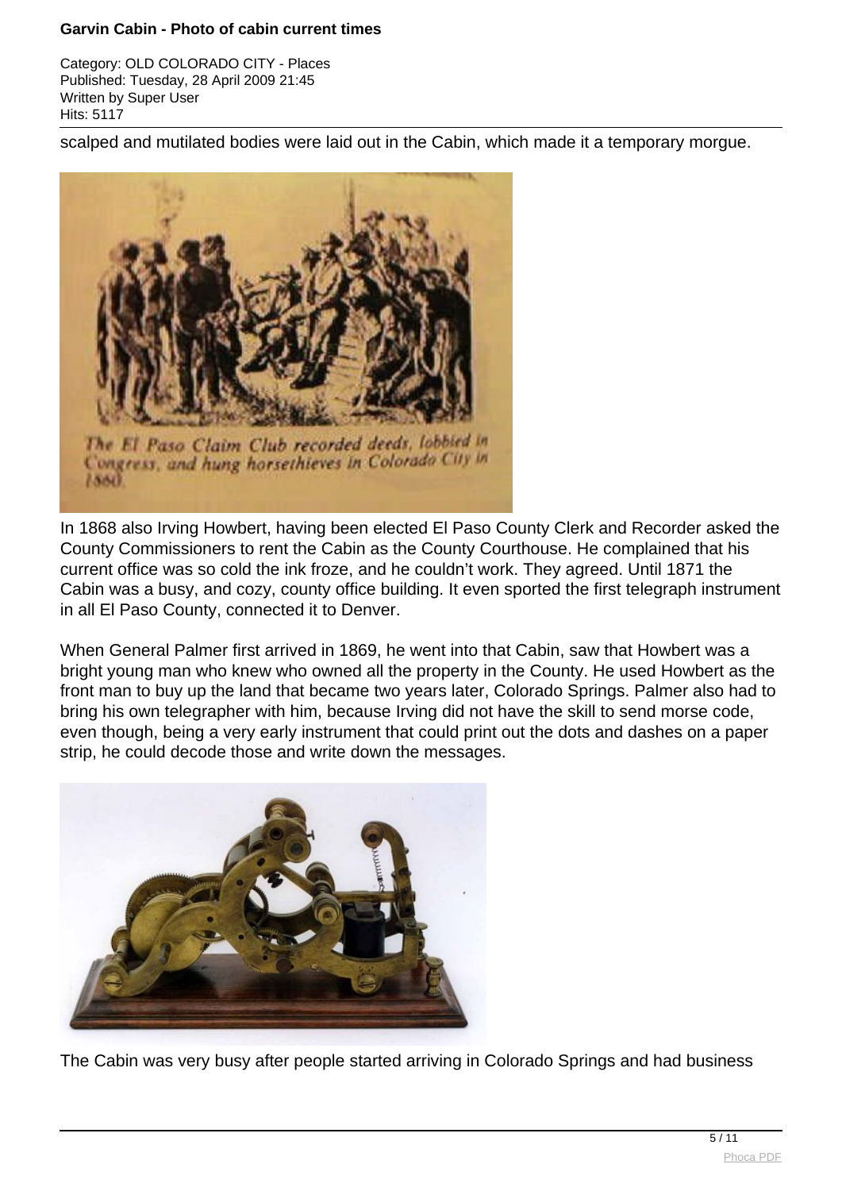scalped and mutilated bodies were laid out in the Cabin, which made it a temporary morgue.

The El Paso Claim Club recorded deeds, lobbied in Congress, and hung horsethieves in Colorado City in 1860.

In 1868 also Irving Howbert, having been elected El Paso County Clerk and Recorder asked the County Commissioners to rent the Cabin as the County Courthouse. He complained that his current office was so cold the ink froze, and he couldn't work. They agreed. Until 1871 the Cabin was a busy, and cozy, county office building. It even sported the first telegraph instrument in all El Paso County, connected it to Denver.

When General Palmer first arrived in 1869, he went into that Cabin, saw that Howbert was a bright young man who knew who owned all the property in the County. He used Howbert as the front man to buy up the land that became two years later, Colorado Springs. Palmer also had to bring his own telegrapher with him, because Irving did not have the skill to send morse code, even though, being a very early instrument that could print out the dots and dashes on a paper strip, he could decode those and write down the messages.

The Cabin was very busy after people started arriving in Colorado Springs and had business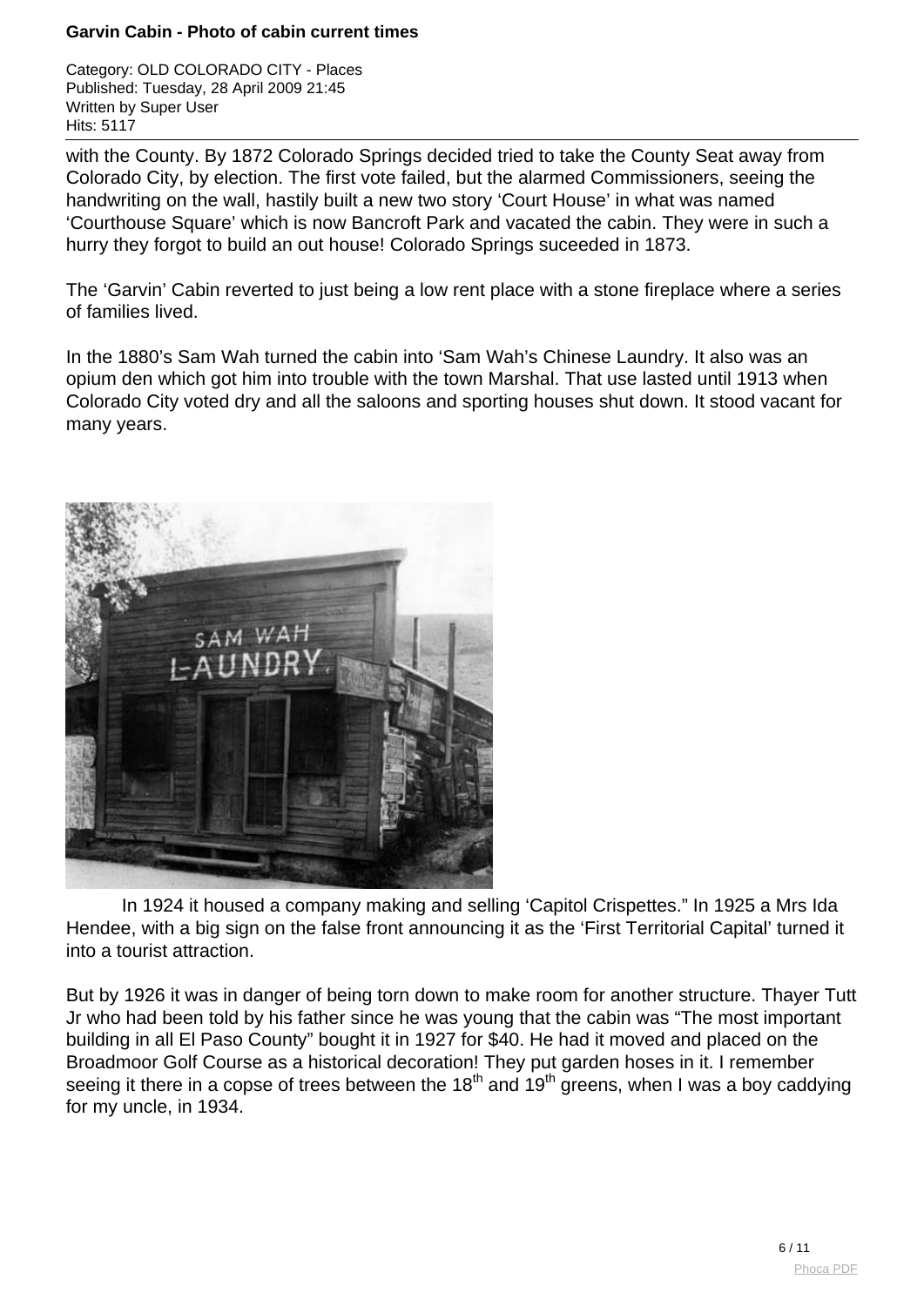with the County. By 1872 Colorado Springs decided tried to take the County Seat away from Colorado City, by election. The first vote failed, but the alarmed Commissioners, seeing the handwriting on the wall, hastily built a new two story 'Court House' in what was named 'Courthouse Square' which is now Bancroft Park and vacated the cabin. They were in such a hurry they forgot to build an out house! Colorado Springs suceeded in 1873.

The 'Garvin' Cabin reverted to just being a low rent place with a stone fireplace where a series of families lived.

In the 1880's Sam Wah turned the cabin into 'Sam Wah's Chinese Laundry. It also was an opium den which got him into trouble with the town Marshal. That use lasted until 1913 when Colorado City voted dry and all the saloons and sporting houses shut down. It stood vacant for many years.

In 1924 it housed a company making and selling 'Capitol Crispettes." In 1925 a Mrs Ida Hendee, with a big sign on the false front announcing it as the 'First Territorial Capital' turned it into a tourist attraction.

But by 1926 it was in danger of being torn down to make room for another structure. Thayer Tutt Jr who had been told by his father since he was young that the cabin was "The most important building in all El Paso County" bought it in 1927 for $40. He had it moved and placed on the Broadmoor Golf Course as a historical decoration! They put garden hoses in it. I remember seeing it there in a copse of trees between the 18th and 19th greens, when I was a boy caddying for my uncle, in 1934.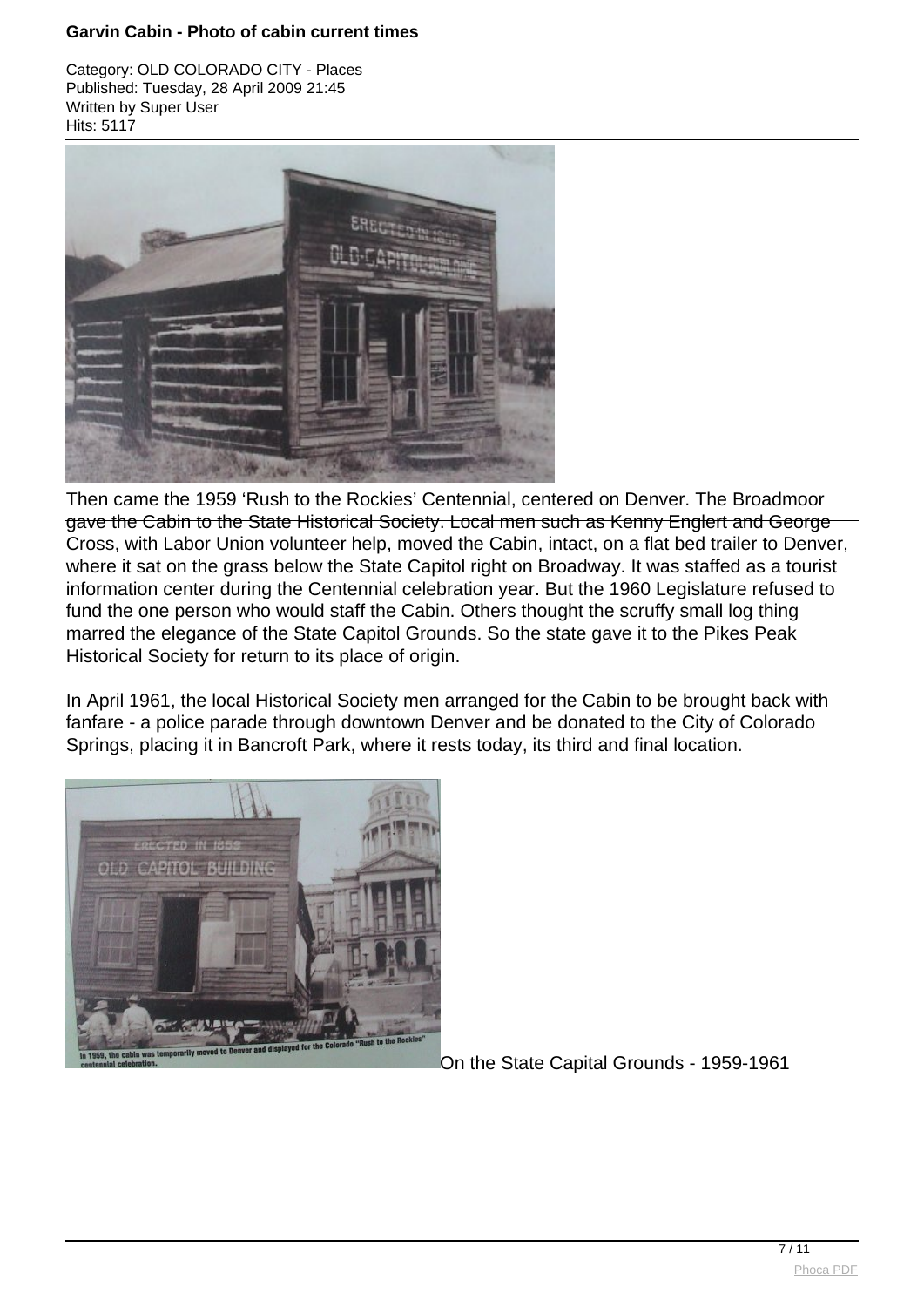# Garvin Cabin - Photo of cabin current times

Category: OLD COLORADO CITY - Places
Published: Tuesday, 28 April 2009 21:45
Written by Super User
Hits: 5117

Then came the 1959 'Rush to the Rockies' Centennial, centered on Denver. The Broadmoor gave the Cabin to the State Historical Society. Local men such as Kenny Englert and George Cross, with Labor Union volunteer help, moved the Cabin, intact, on a flat bed trailer to Denver, where it sat on the grass below the State Capitol right on Broadway. It was staffed as a tourist information center during the Centennial celebration year. But the 1960 Legislature refused to fund the one person who would staff the Cabin. Others thought the scruffy small log thing marred the elegance of the State Capitol Grounds. So the state gave it to the Pikes Peak Historical Society for return to its place of origin.

In April 1961, the local Historical Society men arranged for the Cabin to be brought back with fanfare - a police parade through downtown Denver and be donated to the City of Colorado Springs, placing it in Bancroft Park, where it rests today, its third and final location.

On the State Capital Grounds - 1959-1961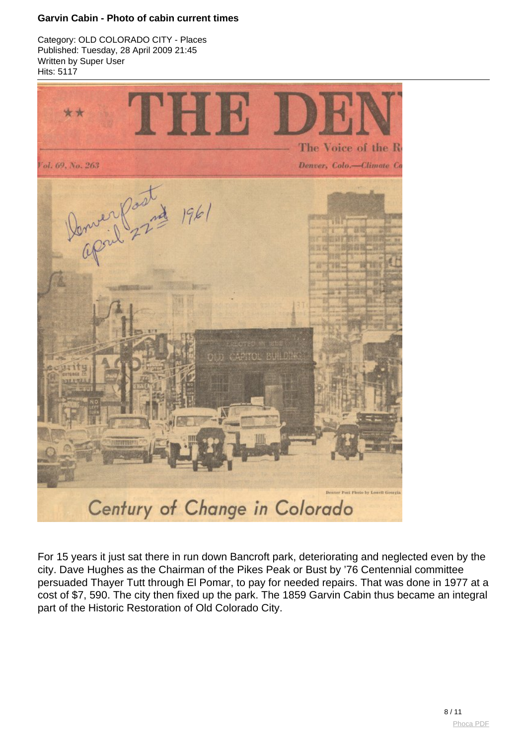**Garvin Cabin - Photo of cabin current times**

Category: OLD COLORADO CITY - Places
Published: Tuesday, 28 April 2009 21:45
Written by Super User
Hits: 5117

THE DEN

The Voice of the R

Vol. 69, No. 263

Denver, Colo.—Climate Co

Denver Post April 22nd 1961

Denver Post Photo by Lowell Georgia

Century of Change in Colorado

For 15 years it just sat there in run down Bancroft park, deteriorating and neglected even by the city. Dave Hughes as the Chairman of the Pikes Peak or Bust by '76 Centennial committee persuaded Thayer Tutt through El Pomar, to pay for needed repairs. That was done in 1977 at a cost of $7, 590. The city then fixed up the park. The 1859 Garvin Cabin thus became an integral part of the Historic Restoration of Old Colorado City.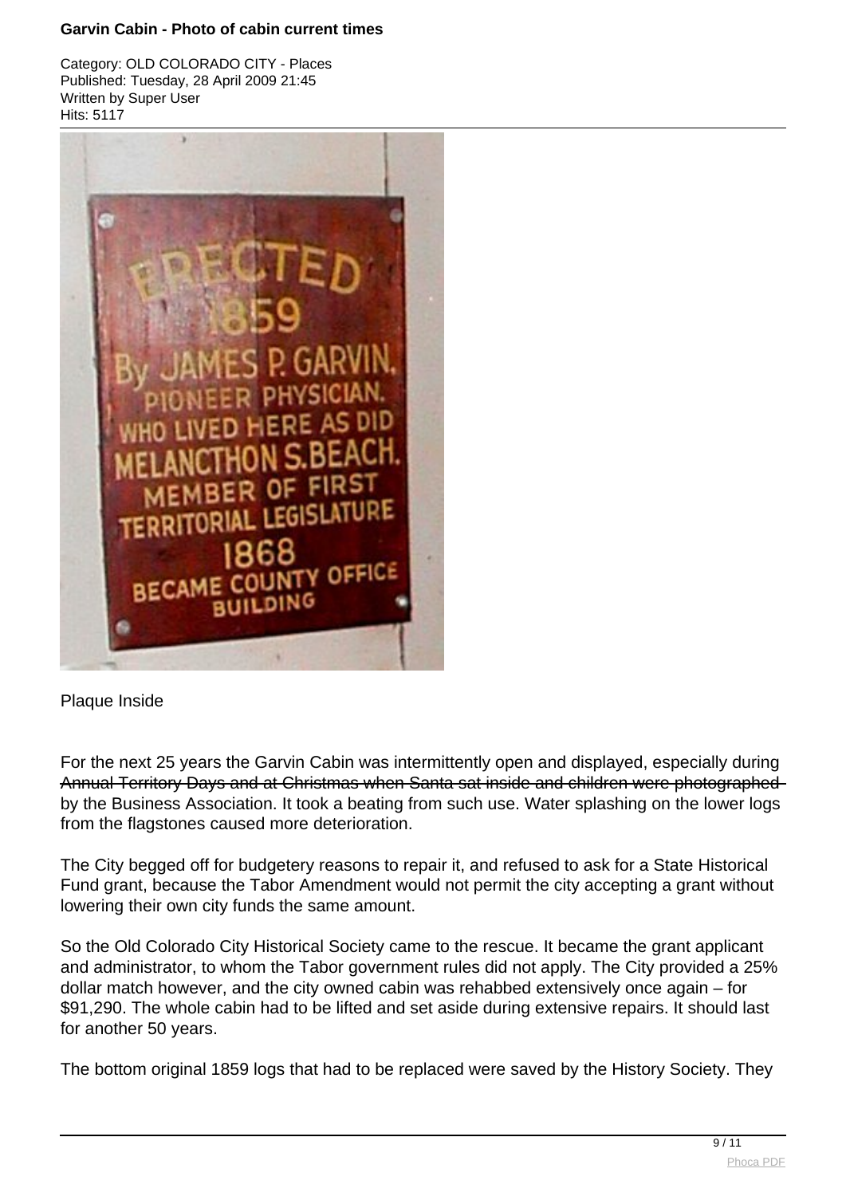# Garvin Cabin - Photo of cabin current times

Category: OLD COLORADO CITY - Places
Published: Tuesday, 28 April 2009 21:45
Written by Super User
Hits: 5117

Plaque Inside

For the next 25 years the Garvin Cabin was intermittently open and displayed, especially during ~~Annual Territory Days and at Christmas when Santa sat inside and children were photographed~~ by the Business Association. It took a beating from such use. Water splashing on the lower logs from the flagstones caused more deterioration.

The City begged off for budgetery reasons to repair it, and refused to ask for a State Historical Fund grant, because the Tabor Amendment would not permit the city accepting a grant without lowering their own city funds the same amount.

So the Old Colorado City Historical Society came to the rescue. It became the grant applicant and administrator, to whom the Tabor government rules did not apply. The City provided a 25% dollar match however, and the city owned cabin was rehabbed extensively once again – for $91,290. The whole cabin had to be lifted and set aside during extensive repairs. It should last for another 50 years.

The bottom original 1859 logs that had to be replaced were saved by the History Society. They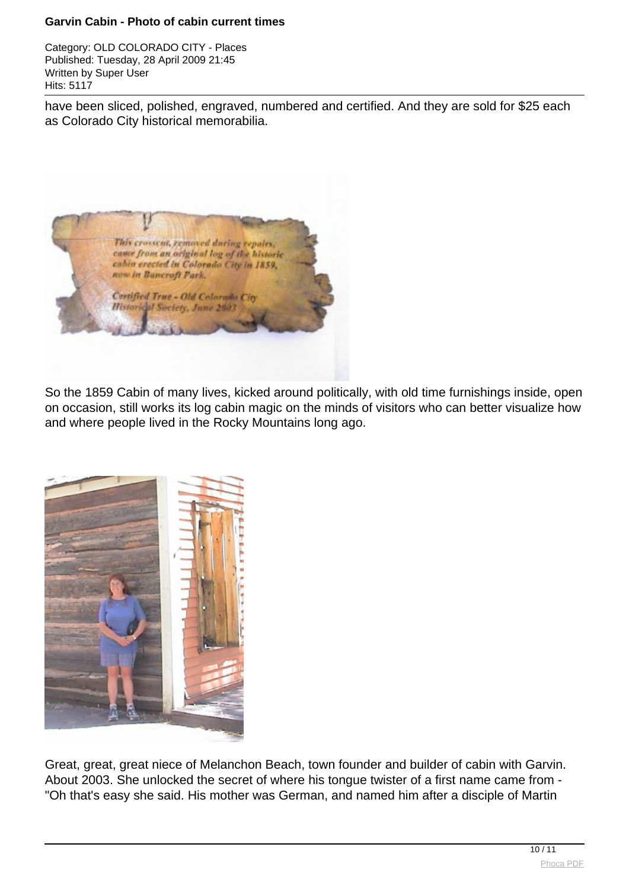have been sliced, polished, engraved, numbered and certified. And they are sold for $25 each as Colorado City historical memorabilia.

So the 1859 Cabin of many lives, kicked around politically, with old time furnishings inside, open on occasion, still works its log cabin magic on the minds of visitors who can better visualize how and where people lived in the Rocky Mountains long ago.

Great, great, great niece of Melanchon Beach, town founder and builder of cabin with Garvin. About 2003. She unlocked the secret of where his tongue twister of a first name came from - "Oh that's easy she said. His mother was German, and named him after a disciple of Martin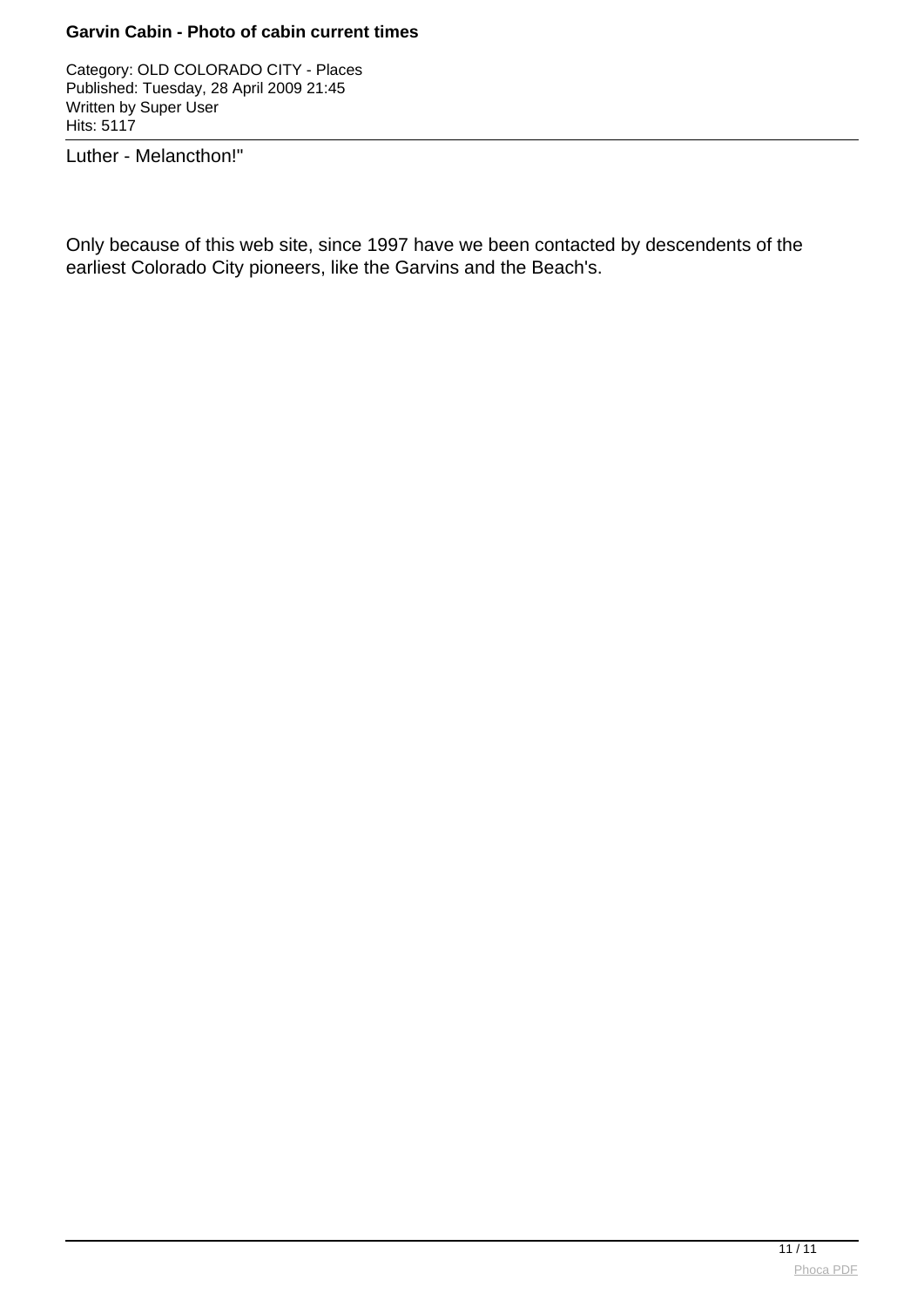Luther - Melancthon!"

Only because of this web site, since 1997 have we been contacted by descendents of the earliest Colorado City pioneers, like the Garvins and the Beach's.